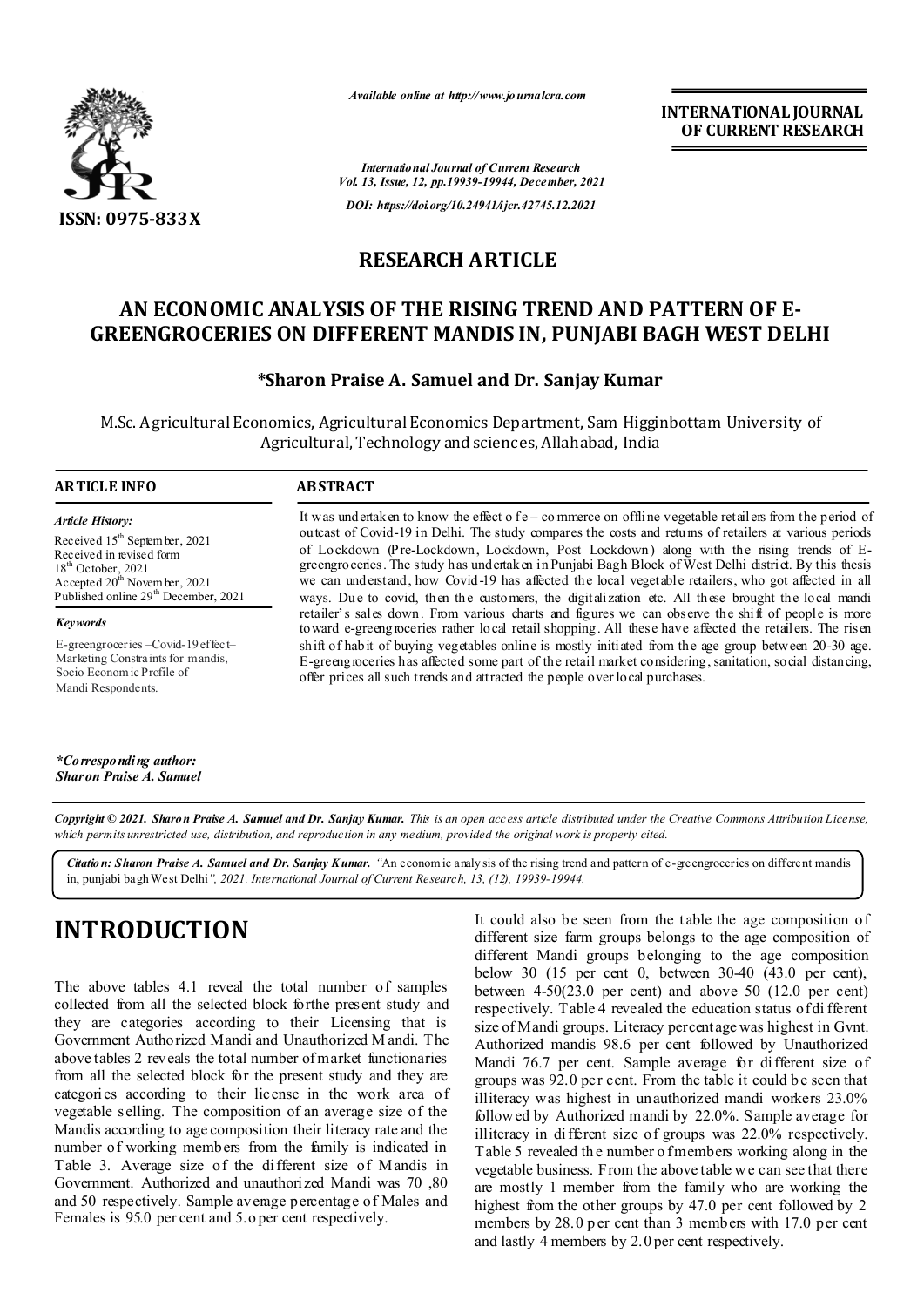**RESEARCH ARTICLE**

# AN ECONOMIC ANALYSIS OF THE RISING TREND AND PATTERN OF E-GREENGROCERIES ON DIFFERENT MANDIS IN, PUNJABI BAGH WEST DELHI

**\*Sharon Praise A. Samuel and Dr. Sanjay Kumar**

M.Sc. Agricultural Economics, Agricultural Economics Department, Sam Higginbottam University of Agricultural, Technology and sciences, Allahabad, India

## ARTICLE INFO

*Article History:*

Received 15th September, 2021
Received in revised form
18th October, 2021
Accepted 20th November, 2021
Published online 29th December, 2021

*Keywords*

E-greengroceries –Covid-19 effect– Marketing Constraints for mandis, Socio Economic Profile of Mandi Respondents.

*\*Corresponding author:*
***Sharon Praise A. Samuel***

## ABSTRACT

It was undertaken to know the effect of e – commerce on offline vegetable retailers from the period of outcast of Covid-19 in Delhi. The study compares the costs and returns of retailers at various periods of Lockdown (Pre-Lockdown, Lockdown, Post Lockdown) along with the rising trends of E-greengroceries. The study has undertaken in Punjabi Bagh Block of West Delhi district. By this thesis we can understand, how Covid-19 has affected the local vegetable retailers, who got affected in all ways. Due to covid, then the customers, the digitalization etc. All these brought the local mandi retailer's sales down. From various charts and figures we can observe the shift of people is more toward e-greengroceries rather local retail shopping. All these have affected the retailers. The risen shift of habit of buying vegetables online is mostly initiated from the age group between 20-30 age. E-greengroceries has affected some part of the retail market considering, sanitation, social distancing, offer prices all such trends and attracted the people over local purchases.

***Copyright © 2021. Sharon Praise A. Samuel and Dr. Sanjay Kumar.*** *This is an open access article distributed under the Creative Commons Attribution License, which permits unrestricted use, distribution, and reproduction in any medium, provided the original work is properly cited.*

***Citation: Sharon Praise A. Samuel and Dr. Sanjay Kumar.*** *"An economic analysis of the rising trend and pattern of e-greengroceries on different mandis in, punjabi bagh West Delhi", 2021. International Journal of Current Research, 13, (12), 19939-19944.*

# INTRODUCTION

The above tables 4.1 reveal the total number of samples collected from all the selected block forthe present study and they are categories according to their Licensing that is Government Authorized Mandi and Unauthorized Mandi. The above tables 2 reveals the total number of market functionaries from all the selected block for the present study and they are categories according to their license in the work area of vegetable selling. The composition of an average size of the Mandis according to age composition their literacy rate and the number of working members from the family is indicated in Table 3. Average size of the different size of Mandis in Government. Authorized and unauthorized Mandi was 70 ,80 and 50 respectively. Sample average percentage of Males and Females is 95.0 per cent and 5.o per cent respectively.

It could also be seen from the table the age composition of different size farm groups belongs to the age composition of different Mandi groups belonging to the age composition below 30 (15 per cent 0, between 30-40 (43.0 per cent), between 4-50(23.0 per cent) and above 50 (12.0 per cent) respectively. Table 4 revealed the education status of different size of Mandi groups. Literacy percentage was highest in Gvnt. Authorized mandis 98.6 per cent followed by Unauthorized Mandi 76.7 per cent. Sample average for different size of groups was 92.0 per cent. From the table it could be seen that illiteracy was highest in unauthorized mandi workers 23.0% followed by Authorized mandi by 22.0%. Sample average for illiteracy in different size of groups was 22.0% respectively. Table 5 revealed the number of members working along in the vegetable business. From the above table we can see that there are mostly 1 member from the family who are working the highest from the other groups by 47.0 per cent followed by 2 members by 28.0 per cent than 3 members with 17.0 per cent and lastly 4 members by 2.0 per cent respectively.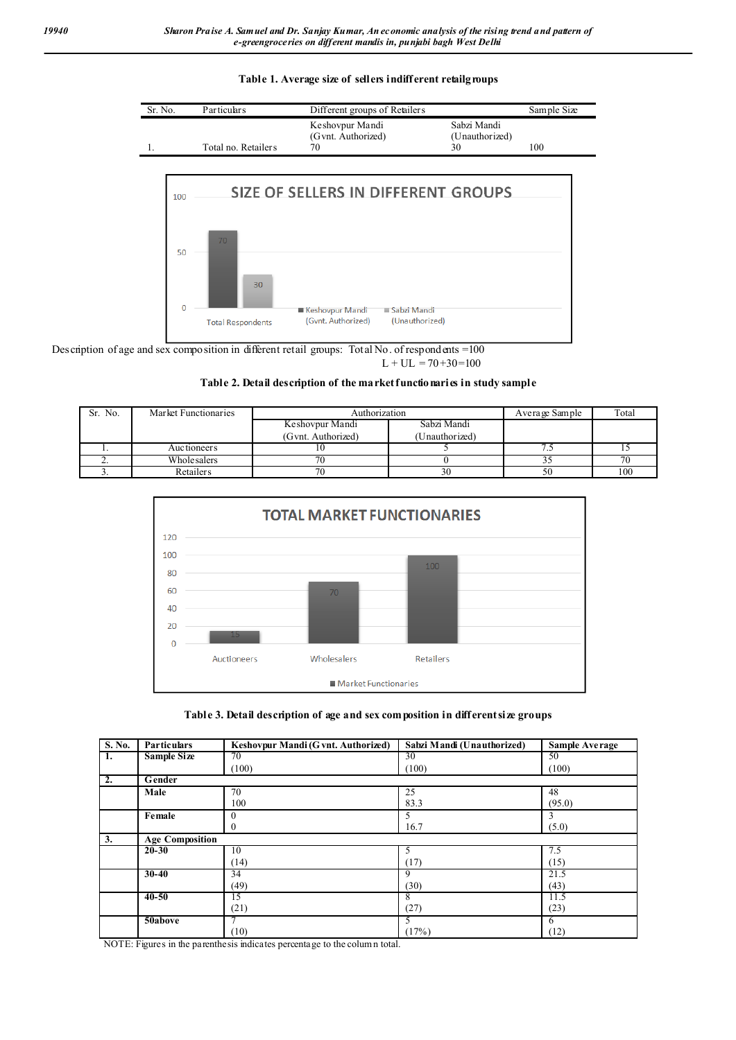**Table 1. Average size of sellers indifferent retailgroups**

| Sr. No. | Particulars | Different groups of Retailers | | Sample Size |
|---|---|---|---|---|
| | | Keshovpur Mandi (Gvnt. Authorized) | Sabzi Mandi (Unauthorized) | |
| 1. | Total no. Retailers | 70 | 30 | 100 |

Description of age and sex composition in different retail groups: Total No. of respondents =100

L + UL = 70+30=100

**Table 2. Detail description of the market functionaries in study sample**

| Sr. No. | Market Functionaries | Authorization | | Average Sample | Total |
|---|---|---|---|---|---|
| | | Keshovpur Mandi (Gvnt. Authorized) | Sabzi Mandi (Unauthorized) | | |
| 1. | Auctioneers | 10 | 5 | 7.5 | 15 |
| 2. | Wholesalers | 70 | 0 | 35 | 70 |
| 3. | Retailers | 70 | 30 | 50 | 100 |

**Table 3. Detail description of age and sex composition in differentsize groups**

| S. No. | Particulars | Keshovpur Mandi (Gvnt. Authorized) | Sabzi Mandi (Unauthorized) | Sample Average |
|---|---|---|---|---|
| 1. | Sample Size | 70 (100) | 30 (100) | 50 (100) |
| 2. | Gender | | | |
| | Male | 70 100 | 25 83.3 | 48 (95.0) |
| | Female | 0 0 | 5 16.7 | 3 (5.0) |
| 3. | Age Composition | | | |
| | 20-30 | 10 (14) | 5 (17) | 7.5 (15) |
| | 30-40 | 34 (49) | 9 (30) | 21.5 (43) |
| | 40-50 | 15 (21) | 8 (27) | 11.5 (23) |
| | 50above | 7 (10) | 5 (17%) | 6 (12) |

NOTE: Figures in the parenthesis indicates percentage to the column total.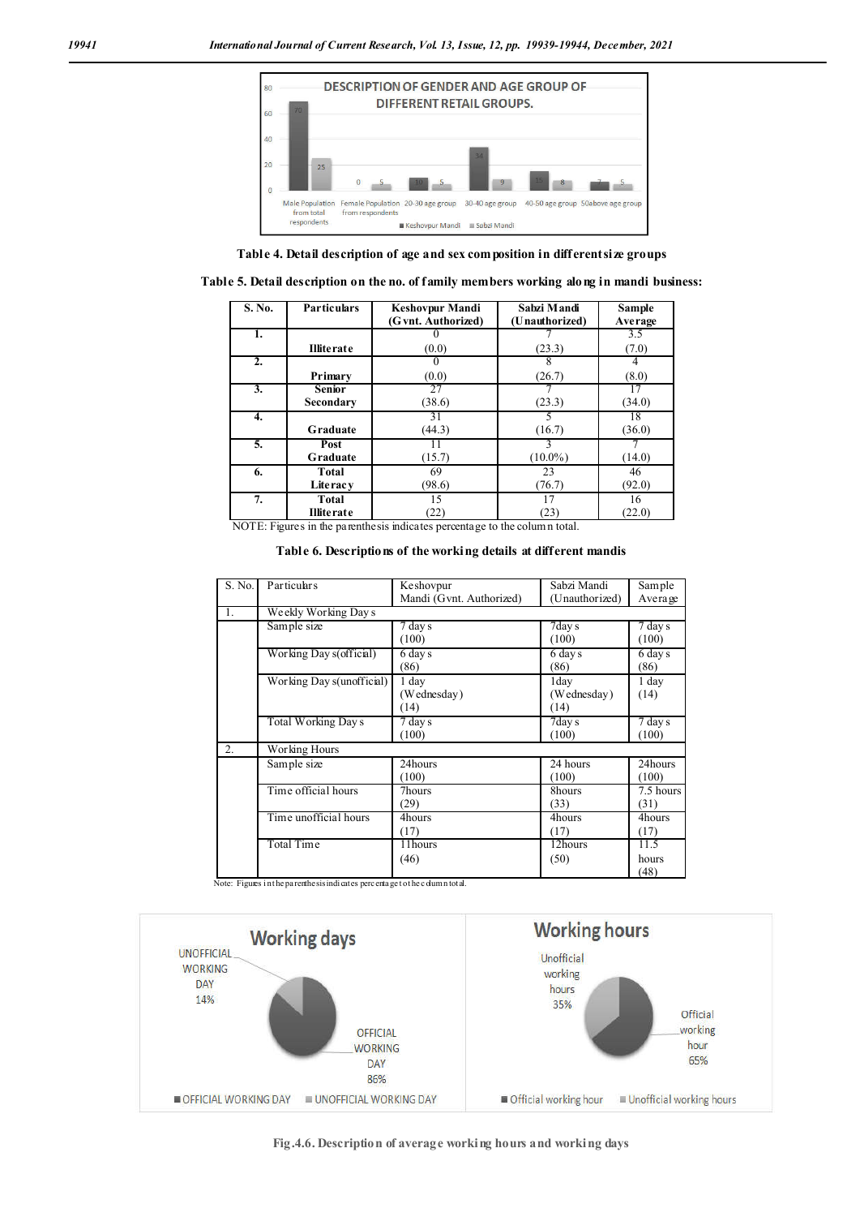Table 4. Detail description of age and sex composition in different size groups

Table 5. Detail description on the no. of family members working along in mandi business:

| S. No. | Particulars | Keshovpur Mandi (Gvnt. Authorized) | Sabzi Mandi (Unauthorized) | Sample Average |
|---|---|---|---|---|
| 1. | Illiterate | 0 (0.0) | 7 (23.3) | 3.5 (7.0) |
| 2. | Primary | 0 (0.0) | 8 (26.7) | 4 (8.0) |
| 3. | Senior Secondary | 27 (38.6) | 7 (23.3) | 17 (34.0) |
| 4. | Graduate | 31 (44.3) | 5 (16.7) | 18 (36.0) |
| 5. | Post Graduate | 11 (15.7) | 3 (10.0%) | 7 (14.0) |
| 6. | Total Literacy | 69 (98.6) | 23 (76.7) | 46 (92.0) |
| 7. | Total Illiterate | 15 (22) | 17 (23) | 16 (22.0) |

NOTE: Figures in the parenthesis indicates percentage to the column total.

Table 6. Descriptions of the working details at different mandis

| S. No. | Particulars | Keshovpur Mandi (Gvnt. Authorized) | Sabzi Mandi (Unauthorized) | Sample Average |
|---|---|---|---|---|
| 1. | Weekly Working Days | | | |
| | Sample size | 7 days (100) | 7days (100) | 7 days (100) |
| | Working Days(official) | 6 days (86) | 6 days (86) | 6 days (86) |
| | Working Days(unofficial) | 1 day (Wednesday) (14) | 1day (Wednesday) (14) | 1 day (14) |
| | Total Working Days | 7 days (100) | 7days (100) | 7 days (100) |
| 2. | Working Hours | | | |
| | Sample size | 24hours (100) | 24 hours (100) | 24hours (100) |
| | Time official hours | 7hours (29) | 8hours (33) | 7.5 hours (31) |
| | Time unofficial hours | 4hours (17) | 4hours (17) | 4hours (17) |
| | Total Time | 11hours (46) | 12hours (50) | 11.5 hours (48) |

Note: Figures in the parenthesis indicates percentage to the column total.

Fig.4.6. Description of average working hours and working days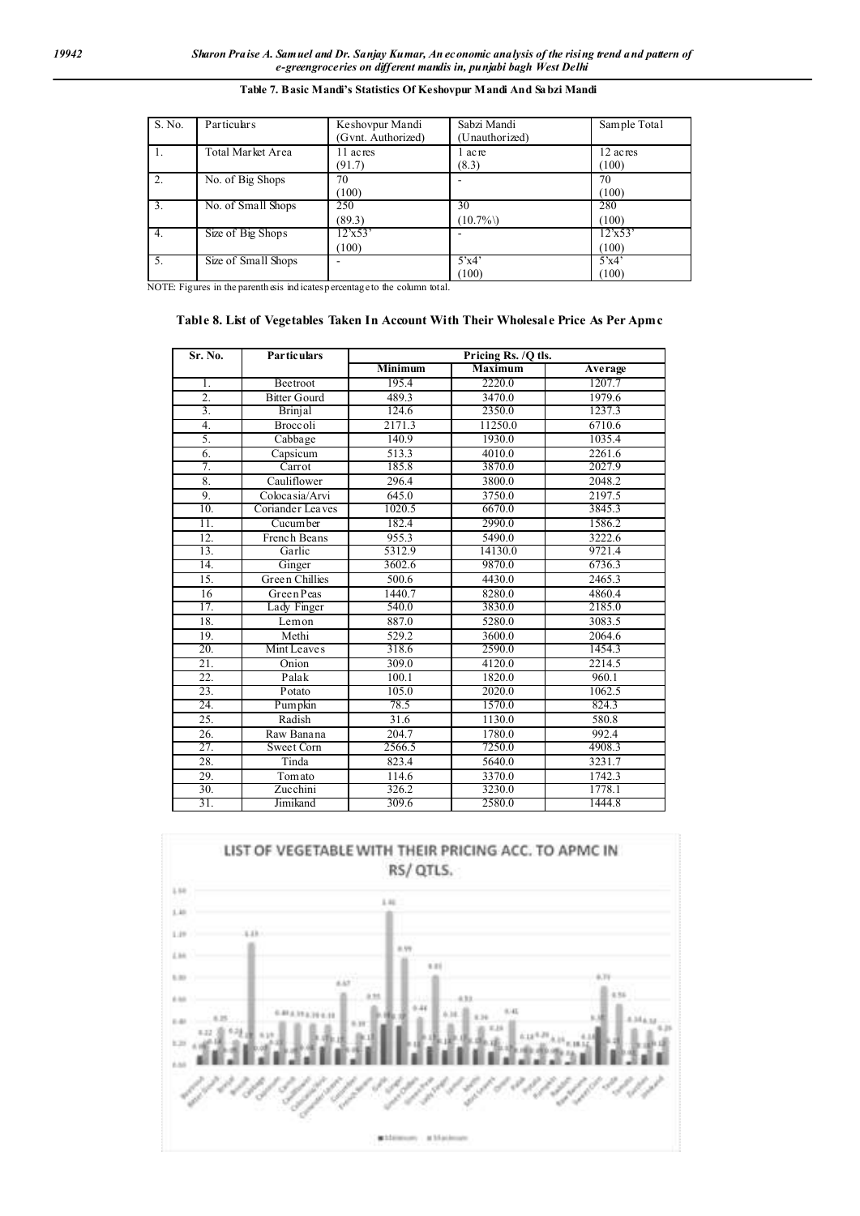**Table 7. Basic Mandi's Statistics Of Keshovpur Mandi And Sabzi Mandi**

| S. No. | Particulars | Keshovpur Mandi (Gvnt. Authorized) | Sabzi Mandi (Unauthorized) | Sample Total |
|---|---|---|---|---|
| 1. | Total Market Area | 11 acres (91.7) | 1 acre (8.3) | 12 acres (100) |
| 2. | No. of Big Shops | 70 (100) | - | 70 (100) |
| 3. | No. of Small Shops | 250 (89.3) | 30 (10.7%\) | 280 (100) |
| 4. | Size of Big Shops | 12'x53' (100) | - | 12'x53' (100) |
| 5. | Size of Small Shops | - | 5'x4' (100) | 5'x4' (100) |

NOTE: Figures in the parenthesis indicates percentage to the column total.

**Table 8. List of Vegetables Taken In Account With Their Wholesale Price As Per Apmc**

| Sr. No. | Particulars | Pricing Rs. /Q tls. | | |
|---|---|---|---|---|
| | | Minimum | Maximum | Average |
| 1. | Beetroot | 195.4 | 2220.0 | 1207.7 |
| 2. | Bitter Gourd | 489.3 | 3470.0 | 1979.6 |
| 3. | Brinjal | 124.6 | 2350.0 | 1237.3 |
| 4. | Broccoli | 2171.3 | 11250.0 | 6710.6 |
| 5. | Cabbage | 140.9 | 1930.0 | 1035.4 |
| 6. | Capsicum | 513.3 | 4010.0 | 2261.6 |
| 7. | Carrot | 185.8 | 3870.0 | 2027.9 |
| 8. | Cauliflower | 296.4 | 3800.0 | 2048.2 |
| 9. | Colocasia/Arvi | 645.0 | 3750.0 | 2197.5 |
| 10. | Coriander Leaves | 1020.5 | 6670.0 | 3845.3 |
| 11. | Cucumber | 182.4 | 2990.0 | 1586.2 |
| 12. | French Beans | 955.3 | 5490.0 | 3222.6 |
| 13. | Garlic | 5312.9 | 14130.0 | 9721.4 |
| 14. | Ginger | 3602.6 | 9870.0 | 6736.3 |
| 15. | Green Chillies | 500.6 | 4430.0 | 2465.3 |
| 16 | Green Peas | 1440.7 | 8280.0 | 4860.4 |
| 17. | Lady Finger | 540.0 | 3830.0 | 2185.0 |
| 18. | Lemon | 887.0 | 5280.0 | 3083.5 |
| 19. | Methi | 529.2 | 3600.0 | 2064.6 |
| 20. | Mint Leaves | 318.6 | 2590.0 | 1454.3 |
| 21. | Onion | 309.0 | 4120.0 | 2214.5 |
| 22. | Palak | 100.1 | 1820.0 | 960.1 |
| 23. | Potato | 105.0 | 2020.0 | 1062.5 |
| 24. | Pumpkin | 78.5 | 1570.0 | 824.3 |
| 25. | Radish | 31.6 | 1130.0 | 580.8 |
| 26. | Raw Banana | 204.7 | 1780.0 | 992.4 |
| 27. | Sweet Corn | 2566.5 | 7250.0 | 4908.3 |
| 28. | Tinda | 823.4 | 5640.0 | 3231.7 |
| 29. | Tomato | 114.6 | 3370.0 | 1742.3 |
| 30. | Zucchini | 326.2 | 3230.0 | 1778.1 |
| 31. | Jimikand | 309.6 | 2580.0 | 1444.8 |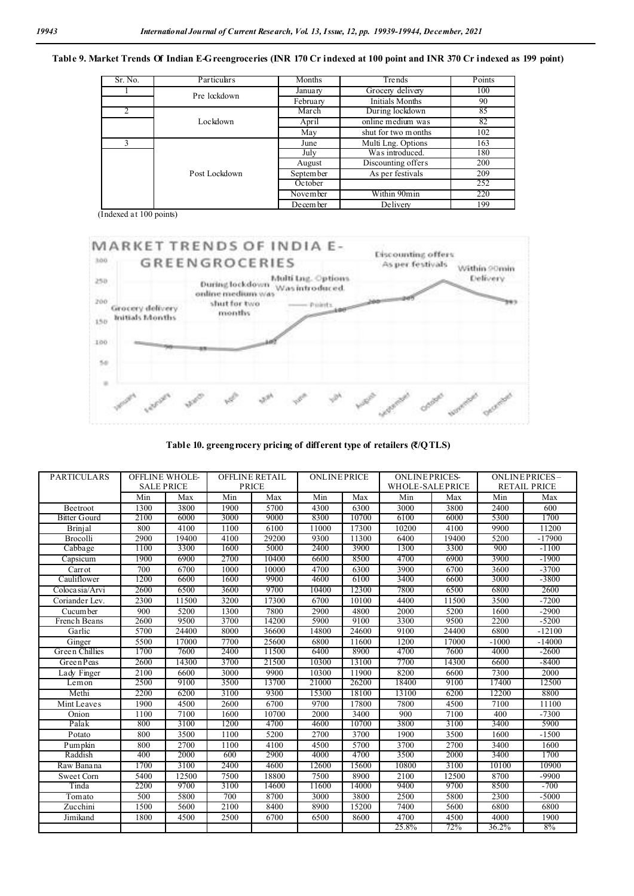**Table 9. Market Trends Of Indian E-Greengroceries (INR 170 Cr indexed at 100 point and INR 370 Cr indexed as 199 point)**

| Sr. No. | Particulars | Months | Trends | Points |
|---|---|---|---|---|
| 1 | Pre lockdown | January | Grocery delivery | 100 |
| | | February | Initials Months | 90 |
| 2 | Lockdown | March | During lockdown | 85 |
| | | April | online medium was | 82 |
| | | May | shut for two months | 102 |
| 3 | Post Lockdown | June | Multi Lng. Options | 163 |
| | | July | Was introduced. | 180 |
| | | August | Discounting offers | 200 |
| | | September | As per festivals | 209 |
| | | October | | 252 |
| | | November | Within 90min | 220 |
| | | December | Delivery | 199 |

(Indexed at 100 points)

**Table 10. greengrocery pricing of different type of retailers (₹/QTLS)**

| PARTICULARS | OFFLINE WHOLE-SALE PRICE | | OFFLINE RETAIL PRICE | | ONLINE PRICE | | ONLINE PRICES-WHOLE-SALE PRICE | | ONLINE PRICES – RETAIL PRICE | |
|---|---|---|---|---|---|---|---|---|---|---|
| | Min | Max | Min | Max | Min | Max | Min | Max | Min | Max |
| Beetroot | 1300 | 3800 | 1900 | 5700 | 4300 | 6300 | 3000 | 3800 | 2400 | 600 |
| Bitter Gourd | 2100 | 6000 | 3000 | 9000 | 8300 | 10700 | 6100 | 6000 | 5300 | 1700 |
| Brinjal | 800 | 4100 | 1100 | 6100 | 11000 | 17300 | 10200 | 4100 | 9900 | 11200 |
| Brocolli | 2900 | 19400 | 4100 | 29200 | 9300 | 11300 | 6400 | 19400 | 5200 | -17900 |
| Cabbage | 1100 | 3300 | 1600 | 5000 | 2400 | 3900 | 1300 | 3300 | 900 | -1100 |
| Capsicum | 1900 | 6900 | 2700 | 10400 | 6600 | 8500 | 4700 | 6900 | 3900 | -1900 |
| Carrot | 700 | 6700 | 1000 | 10000 | 4700 | 6300 | 3900 | 6700 | 3600 | -3700 |
| Cauliflower | 1200 | 6600 | 1600 | 9900 | 4600 | 6100 | 3400 | 6600 | 3000 | -3800 |
| Colocasia/Arvi | 2600 | 6500 | 3600 | 9700 | 10400 | 12300 | 7800 | 6500 | 6800 | 2600 |
| Coriander Lev. | 2300 | 11500 | 3200 | 17300 | 6700 | 10100 | 4400 | 11500 | 3500 | -7200 |
| Cucumber | 900 | 5200 | 1300 | 7800 | 2900 | 4800 | 2000 | 5200 | 1600 | -2900 |
| French Beans | 2600 | 9500 | 3700 | 14200 | 5900 | 9100 | 3300 | 9500 | 2200 | -5200 |
| Garlic | 5700 | 24400 | 8000 | 36600 | 14800 | 24600 | 9100 | 24400 | 6800 | -12100 |
| Ginger | 5500 | 17000 | 7700 | 25600 | 6800 | 11600 | 1200 | 17000 | -1000 | -14000 |
| Green Chillies | 1700 | 7600 | 2400 | 11500 | 6400 | 8900 | 4700 | 7600 | 4000 | -2600 |
| Green Peas | 2600 | 14300 | 3700 | 21500 | 10300 | 13100 | 7700 | 14300 | 6600 | -8400 |
| Lady Finger | 2100 | 6600 | 3000 | 9900 | 10300 | 11900 | 8200 | 6600 | 7300 | 2000 |
| Lemon | 2500 | 9100 | 3500 | 13700 | 21000 | 26200 | 18400 | 9100 | 17400 | 12500 |
| Methi | 2200 | 6200 | 3100 | 9300 | 15300 | 18100 | 13100 | 6200 | 12200 | 8800 |
| Mint Leaves | 1900 | 4500 | 2600 | 6700 | 9700 | 17800 | 7800 | 4500 | 7100 | 11100 |
| Onion | 1100 | 7100 | 1600 | 10700 | 2000 | 3400 | 900 | 7100 | 400 | -7300 |
| Palak | 800 | 3100 | 1200 | 4700 | 4600 | 10700 | 3800 | 3100 | 3400 | 5900 |
| Potato | 800 | 3500 | 1100 | 5200 | 2700 | 3700 | 1900 | 3500 | 1600 | -1500 |
| Pumpkin | 800 | 2700 | 1100 | 4100 | 4500 | 5700 | 3700 | 2700 | 3400 | 1600 |
| Raddish | 400 | 2000 | 600 | 2900 | 4000 | 4700 | 3500 | 2000 | 3400 | 1700 |
| Raw Banana | 1700 | 3100 | 2400 | 4600 | 12600 | 15600 | 10800 | 3100 | 10100 | 10900 |
| Sweet Corn | 5400 | 12500 | 7500 | 18800 | 7500 | 8900 | 2100 | 12500 | 8700 | -9900 |
| Tinda | 2200 | 9700 | 3100 | 14600 | 11600 | 14000 | 9400 | 9700 | 8500 | -700 |
| Tomato | 500 | 5800 | 700 | 8700 | 3000 | 3800 | 2500 | 5800 | 2300 | -5000 |
| Zucchini | 1500 | 5600 | 2100 | 8400 | 8900 | 15200 | 7400 | 5600 | 6800 | 6800 |
| Jimikand | 1800 | 4500 | 2500 | 6700 | 6500 | 8600 | 4700 | 4500 | 4000 | 1900 |
| | | | | | | | 25.8% | 72% | 36.2% | 8% |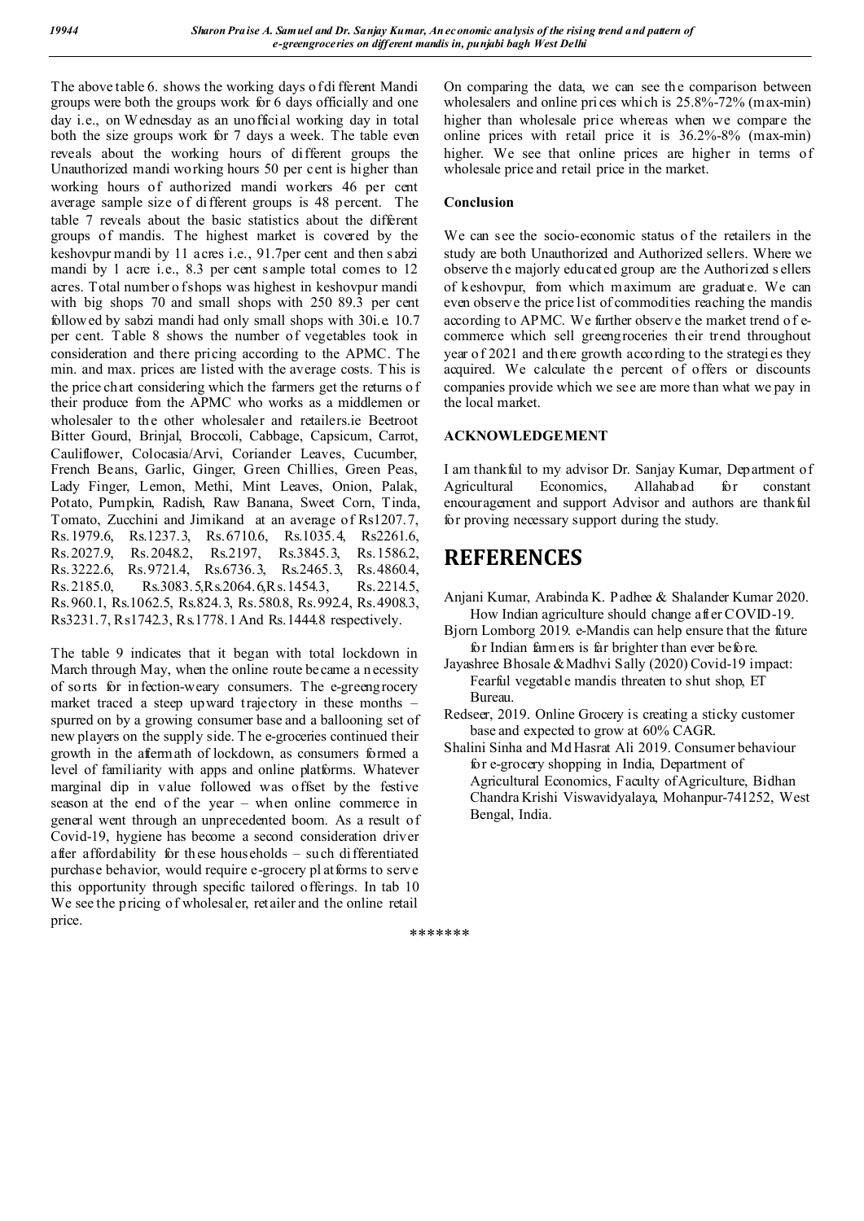The above table 6. shows the working days of different Mandi groups were both the groups work for 6 days officially and one day i.e., on Wednesday as an unofficial working day in total both the size groups work for 7 days a week. The table even reveals about the working hours of different groups the Unauthorized mandi working hours 50 per cent is higher than working hours of authorized mandi workers 46 per cent average sample size of different groups is 48 percent. The table 7 reveals about the basic statistics about the different groups of mandis. The highest market is covered by the keshovpur mandi by 11 acres i.e., 91.7per cent and then sabzi mandi by 1 acre i.e., 8.3 per cent sample total comes to 12 acres. Total number of shops was highest in keshovpur mandi with big shops 70 and small shops with 250 89.3 per cent followed by sabzi mandi had only small shops with 30i.e. 10.7 per cent. Table 8 shows the number of vegetables took in consideration and there pricing according to the APMC. The min. and max. prices are listed with the average costs. This is the price chart considering which the farmers get the returns of their produce from the APMC who works as a middlemen or wholesaler to the other wholesaler and retailers.ie Beetroot Bitter Gourd, Brinjal, Broccoli, Cabbage, Capsicum, Carrot, Cauliflower, Colocasia/Arvi, Coriander Leaves, Cucumber, French Beans, Garlic, Ginger, Green Chillies, Green Peas, Lady Finger, Lemon, Methi, Mint Leaves, Onion, Palak, Potato, Pumpkin, Radish, Raw Banana, Sweet Corn, Tinda, Tomato, Zucchini and Jimikand at an average of Rs1207.7, Rs.1979.6, Rs.1237.3, Rs.6710.6, Rs.1035.4, Rs2261.6, Rs.2027.9, Rs.2048.2, Rs.2197, Rs.3845.3, Rs.1586.2, Rs.3222.6, Rs.9721.4, Rs.6736.3, Rs.2465.3, Rs.4860.4, Rs.2185.0, Rs.3083.5,Rs.2064.6,Rs.1454.3, Rs.2214.5, Rs.960.1, Rs.1062.5, Rs.824.3, Rs.580.8, Rs.992.4, Rs.4908.3, Rs3231.7, Rs1742.3, Rs.1778.1 And Rs.1444.8 respectively.

The table 9 indicates that it began with total lockdown in March through May, when the online route became a necessity of sorts for infection-weary consumers. The e-greengrocery market traced a steep upward trajectory in these months – spurred on by a growing consumer base and a ballooning set of new players on the supply side. The e-groceries continued their growth in the aftermath of lockdown, as consumers formed a level of familiarity with apps and online platforms. Whatever marginal dip in value followed was offset by the festive season at the end of the year – when online commerce in general went through an unprecedented boom. As a result of Covid-19, hygiene has become a second consideration driver after affordability for these households – such differentiated purchase behavior, would require e-grocery platforms to serve this opportunity through specific tailored offerings. In tab 10 We see the pricing of wholesaler, retailer and the online retail price.

On comparing the data, we can see the comparison between wholesalers and online prices which is 25.8%-72% (max-min) higher than wholesale price whereas when we compare the online prices with retail price it is 36.2%-8% (max-min) higher. We see that online prices are higher in terms of wholesale price and retail price in the market.

## Conclusion

We can see the socio-economic status of the retailers in the study are both Unauthorized and Authorized sellers. Where we observe the majorly educated group are the Authorized sellers of keshovpur, from which maximum are graduate. We can even observe the price list of commodities reaching the mandis according to APMC. We further observe the market trend of e-commerce which sell greengroceries their trend throughout year of 2021 and there growth according to the strategies they acquired. We calculate the percent of offers or discounts companies provide which we see are more than what we pay in the local market.

## ACKNOWLEDGEMENT

I am thankful to my advisor Dr. Sanjay Kumar, Department of Agricultural Economics, Allahabad for constant encouragement and support Advisor and authors are thankful for proving necessary support during the study.

# REFERENCES

Anjani Kumar, Arabinda K. Padhee & Shalander Kumar 2020. How Indian agriculture should change after COVID-19.

Bjorn Lomborg 2019. e-Mandis can help ensure that the future for Indian farmers is far brighter than ever before.

Jayashree Bhosale & Madhvi Sally (2020) Covid-19 impact: Fearful vegetable mandis threaten to shut shop, ET Bureau.

Redseer, 2019. Online Grocery is creating a sticky customer base and expected to grow at 60% CAGR.

Shalini Sinha and Md Hasrat Ali 2019. Consumer behaviour for e-grocery shopping in India, Department of Agricultural Economics, Faculty of Agriculture, Bidhan Chandra Krishi Viswavidyalaya, Mohanpur-741252, West Bengal, India.

*******